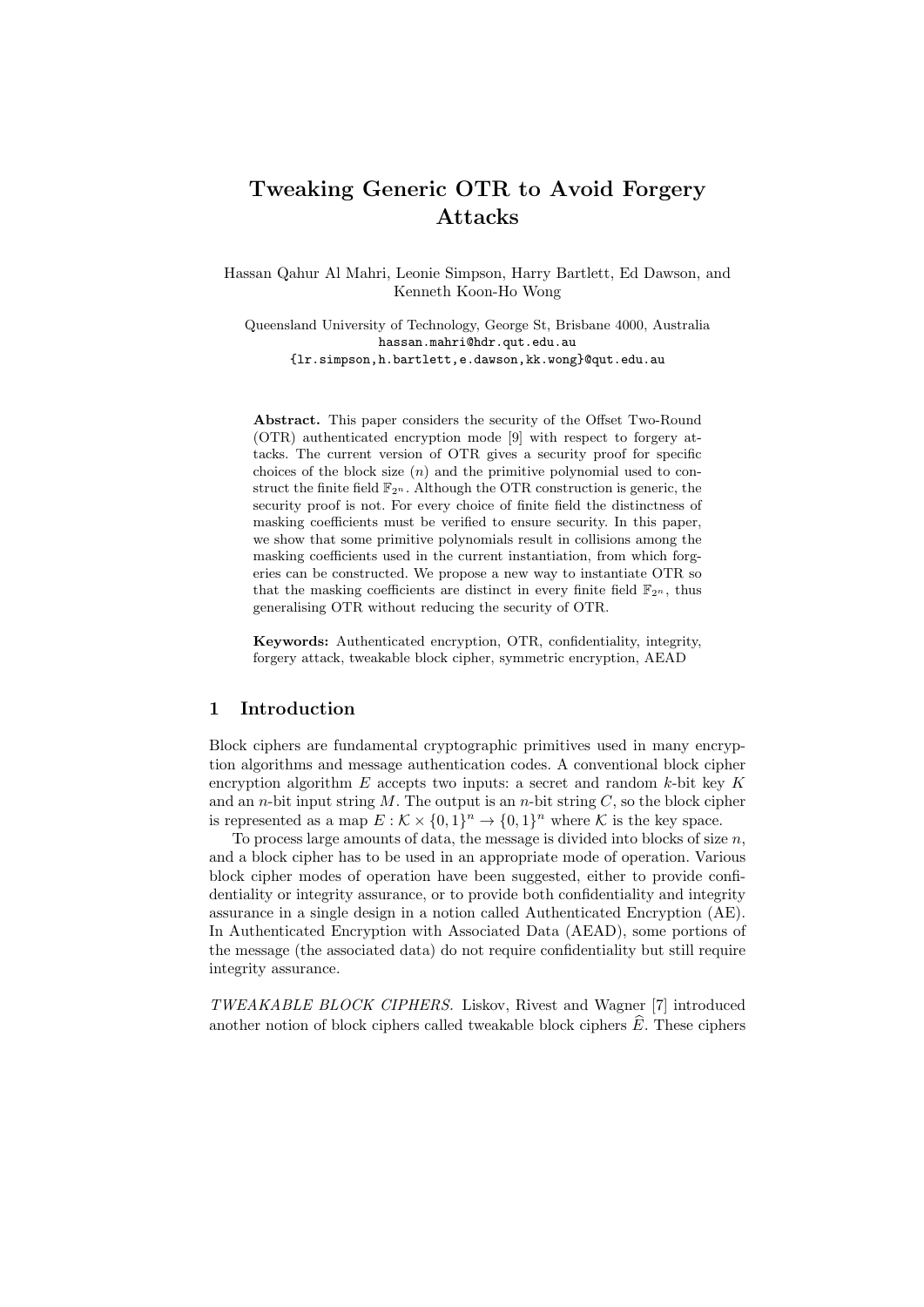# Tweaking Generic OTR to Avoid Forgery Attacks

Hassan Qahur Al Mahri, Leonie Simpson, Harry Bartlett, Ed Dawson, and Kenneth Koon-Ho Wong

Queensland University of Technology, George St, Brisbane 4000, Australia
hassan.mahri@hdr.qut.edu.au
{lr.simpson,h.bartlett,e.dawson,kk.wong}@qut.edu.au

**Abstract.** This paper considers the security of the Offset Two-Round (OTR) authenticated encryption mode [9] with respect to forgery attacks. The current version of OTR gives a security proof for specific choices of the block size ($n$) and the primitive polynomial used to construct the finite field $\mathbb{F}_{2^n}$. Although the OTR construction is generic, the security proof is not. For every choice of finite field the distinctness of masking coefficients must be verified to ensure security. In this paper, we show that some primitive polynomials result in collisions among the masking coefficients used in the current instantiation, from which forgeries can be constructed. We propose a new way to instantiate OTR so that the masking coefficients are distinct in every finite field $\mathbb{F}_{2^n}$, thus generalising OTR without reducing the security of OTR.

**Keywords:** Authenticated encryption, OTR, confidentiality, integrity, forgery attack, tweakable block cipher, symmetric encryption, AEAD

## 1 Introduction

Block ciphers are fundamental cryptographic primitives used in many encryption algorithms and message authentication codes. A conventional block cipher encryption algorithm $E$ accepts two inputs: a secret and random $k$-bit key $K$ and an $n$-bit input string $M$. The output is an $n$-bit string $C$, so the block cipher is represented as a map $E : \mathcal{K} \times \{0,1\}^n \to \{0,1\}^n$ where $\mathcal{K}$ is the key space.

To process large amounts of data, the message is divided into blocks of size $n$, and a block cipher has to be used in an appropriate mode of operation. Various block cipher modes of operation have been suggested, either to provide confidentiality or integrity assurance, or to provide both confidentiality and integrity assurance in a single design in a notion called Authenticated Encryption (AE). In Authenticated Encryption with Associated Data (AEAD), some portions of the message (the associated data) do not require confidentiality but still require integrity assurance.

*TWEAKABLE BLOCK CIPHERS.* Liskov, Rivest and Wagner [7] introduced another notion of block ciphers called tweakable block ciphers $\widehat{E}$. These ciphers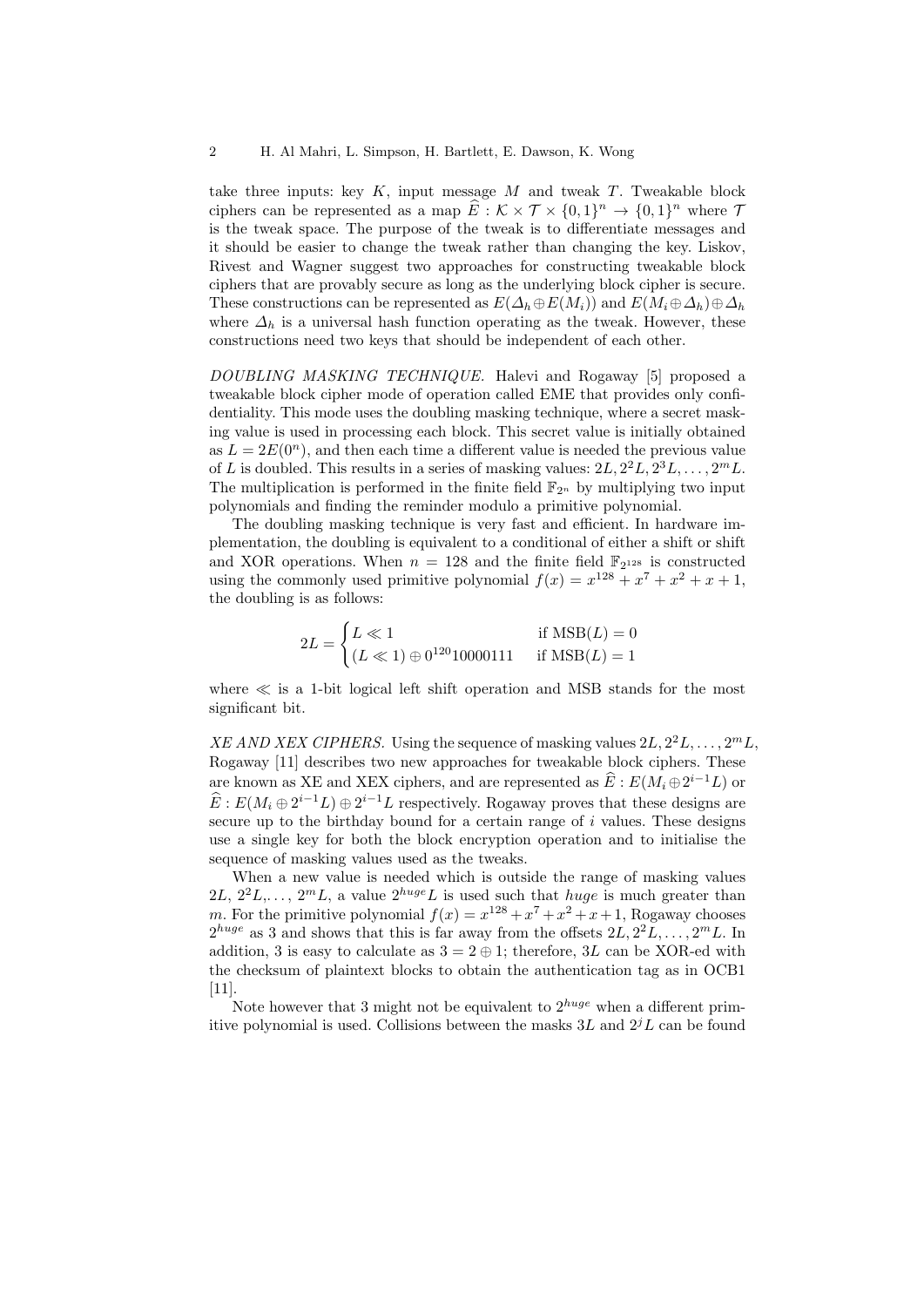take three inputs: key $K$, input message $M$ and tweak $T$. Tweakable block ciphers can be represented as a map $\widehat{E} : \mathcal{K} \times \mathcal{T} \times \{0,1\}^n \to \{0,1\}^n$ where $\mathcal{T}$ is the tweak space. The purpose of the tweak is to differentiate messages and it should be easier to change the tweak rather than changing the key. Liskov, Rivest and Wagner suggest two approaches for constructing tweakable block ciphers that are provably secure as long as the underlying block cipher is secure. These constructions can be represented as $E(\Delta_h \oplus E(M_i))$ and $E(M_i \oplus \Delta_h) \oplus \Delta_h$ where $\Delta_h$ is a universal hash function operating as the tweak. However, these constructions need two keys that should be independent of each other.

*DOUBLING MASKING TECHNIQUE.* Halevi and Rogaway [5] proposed a tweakable block cipher mode of operation called EME that provides only confidentiality. This mode uses the doubling masking technique, where a secret masking value is used in processing each block. This secret value is initially obtained as $L = 2E(0^n)$, and then each time a different value is needed the previous value of $L$ is doubled. This results in a series of masking values: $2L, 2^2L, 2^3L, \ldots, 2^mL$. The multiplication is performed in the finite field $\mathbb{F}_{2^n}$ by multiplying two input polynomials and finding the reminder modulo a primitive polynomial.

The doubling masking technique is very fast and efficient. In hardware implementation, the doubling is equivalent to a conditional of either a shift or shift and XOR operations. When $n = 128$ and the finite field $\mathbb{F}_{2^{128}}$ is constructed using the commonly used primitive polynomial $f(x) = x^{128} + x^7 + x^2 + x + 1$, the doubling is as follows:

$$2L = \begin{cases} L \ll 1 & \text{if } \mathrm{MSB}(L) = 0 \\ (L \ll 1) \oplus 0^{120}10000111 & \text{if } \mathrm{MSB}(L) = 1 \end{cases}$$

where $\ll$ is a 1-bit logical left shift operation and MSB stands for the most significant bit.

*XE AND XEX CIPHERS.* Using the sequence of masking values $2L, 2^2L, \ldots, 2^mL$, Rogaway [11] describes two new approaches for tweakable block ciphers. These are known as XE and XEX ciphers, and are represented as $\widehat{E} : E(M_i \oplus 2^{i-1}L)$ or $\widehat{E} : E(M_i \oplus 2^{i-1}L) \oplus 2^{i-1}L$ respectively. Rogaway proves that these designs are secure up to the birthday bound for a certain range of $i$ values. These designs use a single key for both the block encryption operation and to initialise the sequence of masking values used as the tweaks.

When a new value is needed which is outside the range of masking values $2L$, $2^2L, \ldots, 2^mL$, a value $2^{huge}L$ is used such that $huge$ is much greater than $m$. For the primitive polynomial $f(x) = x^{128} + x^7 + x^2 + x + 1$, Rogaway chooses $2^{huge}$ as 3 and shows that this is far away from the offsets $2L, 2^2L, \ldots, 2^mL$. In addition, 3 is easy to calculate as $3 = 2 \oplus 1$; therefore, $3L$ can be XOR-ed with the checksum of plaintext blocks to obtain the authentication tag as in OCB1 [11].

Note however that 3 might not be equivalent to $2^{huge}$ when a different primitive polynomial is used. Collisions between the masks $3L$ and $2^jL$ can be found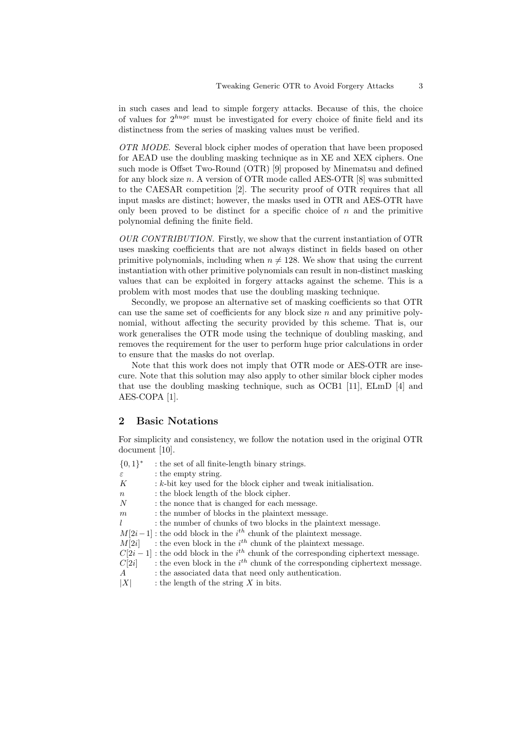in such cases and lead to simple forgery attacks. Because of this, the choice of values for $2^{huge}$ must be investigated for every choice of finite field and its distinctness from the series of masking values must be verified.

*OTR MODE.* Several block cipher modes of operation that have been proposed for AEAD use the doubling masking technique as in XE and XEX ciphers. One such mode is Offset Two-Round (OTR) [9] proposed by Minematsu and defined for any block size $n$. A version of OTR mode called AES-OTR [8] was submitted to the CAESAR competition [2]. The security proof of OTR requires that all input masks are distinct; however, the masks used in OTR and AES-OTR have only been proved to be distinct for a specific choice of $n$ and the primitive polynomial defining the finite field.

*OUR CONTRIBUTION.* Firstly, we show that the current instantiation of OTR uses masking coefficients that are not always distinct in fields based on other primitive polynomials, including when $n \neq 128$. We show that using the current instantiation with other primitive polynomials can result in non-distinct masking values that can be exploited in forgery attacks against the scheme. This is a problem with most modes that use the doubling masking technique.

Secondly, we propose an alternative set of masking coefficients so that OTR can use the same set of coefficients for any block size $n$ and any primitive polynomial, without affecting the security provided by this scheme. That is, our work generalises the OTR mode using the technique of doubling masking, and removes the requirement for the user to perform huge prior calculations in order to ensure that the masks do not overlap.

Note that this work does not imply that OTR mode or AES-OTR are insecure. Note that this solution may also apply to other similar block cipher modes that use the doubling masking technique, such as OCB1 [11], ELmD [4] and AES-COPA [1].

## 2 Basic Notations

For simplicity and consistency, we follow the notation used in the original OTR document [10].

| | |
|---|---|
| $\{0,1\}^*$ | : the set of all finite-length binary strings. |
| $\varepsilon$ | : the empty string. |
| $K$ | : $k$-bit key used for the block cipher and tweak initialisation. |
| $n$ | : the block length of the block cipher. |
| $N$ | : the nonce that is changed for each message. |
| $m$ | : the number of blocks in the plaintext message. |
| $l$ | : the number of chunks of two blocks in the plaintext message. |
| $M[2i-1]$ | : the odd block in the $i^{th}$ chunk of the plaintext message. |
| $M[2i]$ | : the even block in the $i^{th}$ chunk of the plaintext message. |
| $C[2i-1]$ | : the odd block in the $i^{th}$ chunk of the corresponding ciphertext message. |
| $C[2i]$ | : the even block in the $i^{th}$ chunk of the corresponding ciphertext message. |
| $A$ | : the associated data that need only authentication. |
| $\vert X\vert$ | : the length of the string $X$ in bits. |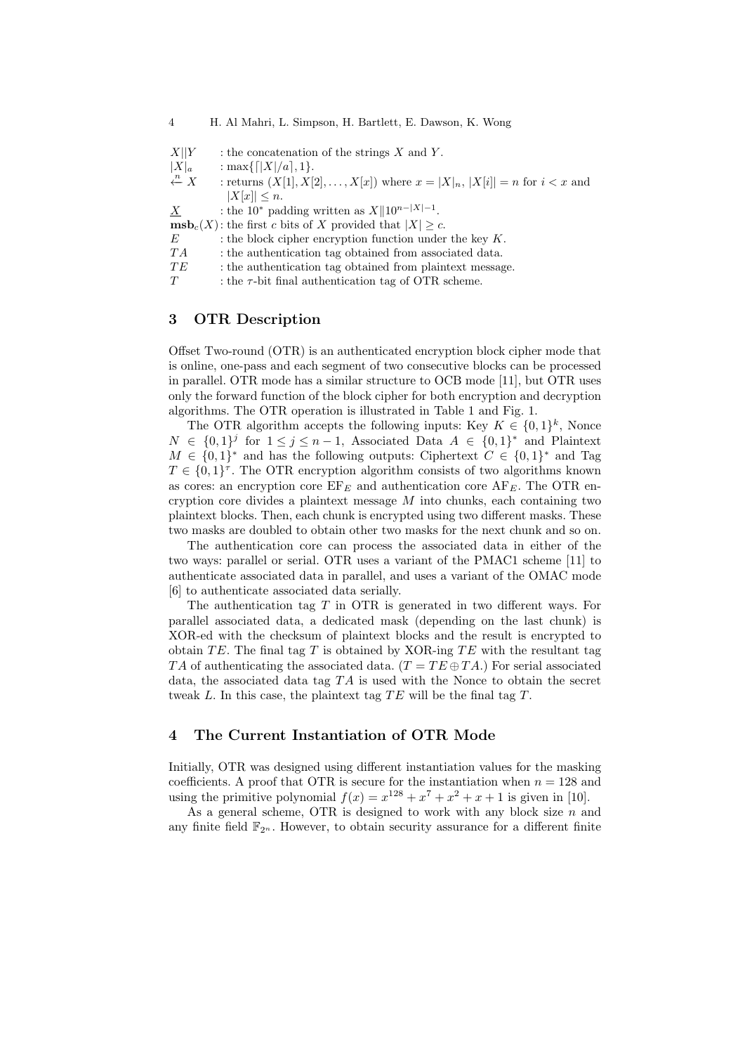$X||Y$ : the concatenation of the strings $X$ and $Y$.
$|X|_a$ : $\max\{\lceil |X|/a \rceil, 1\}$.
$\overset{n}{\leftarrow} X$ : returns $(X[1], X[2], \ldots, X[x])$ where $x = |X|_n$, $|X[i]| = n$ for $i < x$ and $|X[x]| \leq n$.
$\underline{X}$ : the $10^*$ padding written as $X\|10^{n-|X|-1}$.
$\mathbf{msb}_c(X)$: the first $c$ bits of $X$ provided that $|X| \geq c$.
$E$ : the block cipher encryption function under the key $K$.
$TA$ : the authentication tag obtained from associated data.
$TE$ : the authentication tag obtained from plaintext message.
$T$ : the $\tau$-bit final authentication tag of OTR scheme.

## 3 OTR Description

Offset Two-round (OTR) is an authenticated encryption block cipher mode that is online, one-pass and each segment of two consecutive blocks can be processed in parallel. OTR mode has a similar structure to OCB mode [11], but OTR uses only the forward function of the block cipher for both encryption and decryption algorithms. The OTR operation is illustrated in Table 1 and Fig. 1.

The OTR algorithm accepts the following inputs: Key $K \in \{0,1\}^k$, Nonce $N \in \{0,1\}^j$ for $1 \leq j \leq n-1$, Associated Data $A \in \{0,1\}^*$ and Plaintext $M \in \{0,1\}^*$ and has the following outputs: Ciphertext $C \in \{0,1\}^*$ and Tag $T \in \{0,1\}^\tau$. The OTR encryption algorithm consists of two algorithms known as cores: an encryption core $\mathrm{EF}_E$ and authentication core $\mathrm{AF}_E$. The OTR encryption core divides a plaintext message $M$ into chunks, each containing two plaintext blocks. Then, each chunk is encrypted using two different masks. These two masks are doubled to obtain other two masks for the next chunk and so on.

The authentication core can process the associated data in either of the two ways: parallel or serial. OTR uses a variant of the PMAC1 scheme [11] to authenticate associated data in parallel, and uses a variant of the OMAC mode [6] to authenticate associated data serially.

The authentication tag $T$ in OTR is generated in two different ways. For parallel associated data, a dedicated mask (depending on the last chunk) is XOR-ed with the checksum of plaintext blocks and the result is encrypted to obtain $TE$. The final tag $T$ is obtained by XOR-ing $TE$ with the resultant tag $TA$ of authenticating the associated data. ($T = TE \oplus TA$.) For serial associated data, the associated data tag $TA$ is used with the Nonce to obtain the secret tweak $L$. In this case, the plaintext tag $TE$ will be the final tag $T$.

## 4 The Current Instantiation of OTR Mode

Initially, OTR was designed using different instantiation values for the masking coefficients. A proof that OTR is secure for the instantiation when $n = 128$ and using the primitive polynomial $f(x) = x^{128} + x^7 + x^2 + x + 1$ is given in [10].

As a general scheme, OTR is designed to work with any block size $n$ and any finite field $\mathbb{F}_{2^n}$. However, to obtain security assurance for a different finite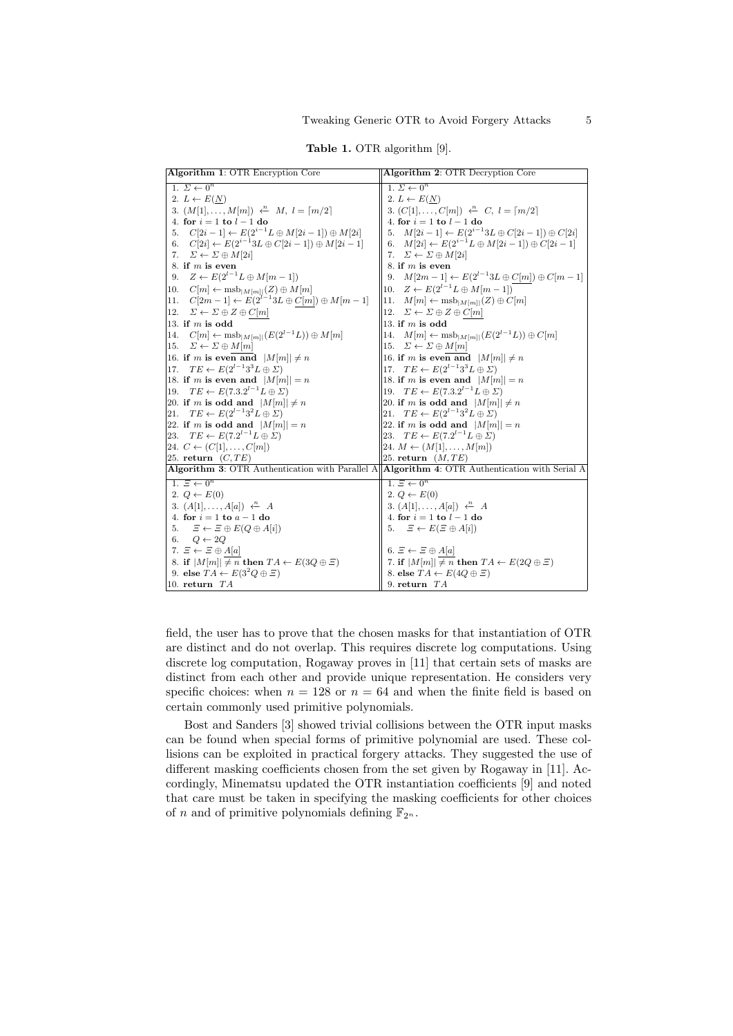**Table 1.** OTR algorithm [9].

| **Algorithm 1**: OTR Encryption Core | **Algorithm 2**: OTR Decryption Core |
|---|---|
| 1. $\Sigma \leftarrow 0^n$ | 1. $\Sigma \leftarrow 0^n$ |
| 2. $L \leftarrow E(\underline{N})$ | 2. $L \leftarrow E(\underline{N})$ |
| 3. $(M[1], \ldots, M[m]) \xleftarrow{n} M,\ l = \lceil m/2 \rceil$ | 3. $(C[1], \ldots, C[m]) \xleftarrow{n} C,\ l = \lceil m/2 \rceil$ |
| 4. **for** $i = 1$ **to** $l-1$ **do** | 4. **for** $i = 1$ **to** $l-1$ **do** |
| 5. $C[2i-1] \leftarrow E(2^{i-1}L \oplus M[2i-1]) \oplus M[2i]$ | 5. $M[2i-1] \leftarrow E(2^{i-1}3L \oplus C[2i-1]) \oplus C[2i]$ |
| 6. $C[2i] \leftarrow E(2^{i-1}3L \oplus C[2i-1]) \oplus M[2i-1]$ | 6. $M[2i] \leftarrow E(2^{i-1}L \oplus M[2i-1]) \oplus C[2i-1]$ |
| 7. $\Sigma \leftarrow \Sigma \oplus M[2i]$ | 7. $\Sigma \leftarrow \Sigma \oplus M[2i]$ |
| 8. **if** $m$ **is even** | 8. **if** $m$ **is even** |
| 9. $Z \leftarrow E(2^{l-1}L \oplus M[m-1])$ | 9. $M[2m-1] \leftarrow E(2^{l-1}3L \oplus \underline{C[m]}) \oplus C[m-1]$ |
| 10. $C[m] \leftarrow \text{msb}_{\lvert M[m] \rvert}(Z) \oplus M[m]$ | 10. $Z \leftarrow E(2^{l-1}L \oplus M[m-1])$ |
| 11. $C[2m-1] \leftarrow E(2^{l-1}3L \oplus \underline{C[m]}) \oplus M[m-1]$ | 11. $M[m] \leftarrow \text{msb}_{\lvert M[m] \rvert}(Z) \oplus C[m]$ |
| 12. $\Sigma \leftarrow \Sigma \oplus Z \oplus \underline{C[m]}$ | 12. $\Sigma \leftarrow \Sigma \oplus Z \oplus \underline{C[m]}$ |
| 13. **if** $m$ **is odd** | 13. **if** $m$ **is odd** |
| 14. $C[m] \leftarrow \text{msb}_{\lvert M[m] \rvert}(E(2^{l-1}L)) \oplus M[m]$ | 14. $M[m] \leftarrow \text{msb}_{\lvert M[m] \rvert}(E(2^{l-1}L)) \oplus C[m]$ |
| 15. $\Sigma \leftarrow \Sigma \oplus \underline{M[m]}$ | 15. $\Sigma \leftarrow \Sigma \oplus \underline{M[m]}$ |
| 16. **if** $m$ **is even and** $\lvert M[m] \rvert \neq n$ | 16. **if** $m$ **is even and** $\lvert M[m] \rvert \neq n$ |
| 17. $TE \leftarrow E(2^{l-1}3^3L \oplus \Sigma)$ | 17. $TE \leftarrow E(2^{l-1}3^3L \oplus \Sigma)$ |
| 18. **if** $m$ **is even and** $\lvert M[m] \rvert = n$ | 18. **if** $m$ **is even and** $\lvert M[m] \rvert = n$ |
| 19. $TE \leftarrow E(7.3.2^{l-1}L \oplus \Sigma)$ | 19. $TE \leftarrow E(7.3.2^{l-1}L \oplus \Sigma)$ |
| 20. **if** $m$ **is odd and** $\lvert M[m] \rvert \neq n$ | 20. **if** $m$ **is odd and** $\lvert M[m] \rvert \neq n$ |
| 21. $TE \leftarrow E(2^{l-1}3^2L \oplus \Sigma)$ | 21. $TE \leftarrow E(2^{l-1}3^2L \oplus \Sigma)$ |
| 22. **if** $m$ **is odd and** $\lvert M[m] \rvert = n$ | 22. **if** $m$ **is odd and** $\lvert M[m] \rvert = n$ |
| 23. $TE \leftarrow E(7.2^{l-1}L \oplus \Sigma)$ | 23. $TE \leftarrow E(7.2^{l-1}L \oplus \Sigma)$ |
| 24. $C \leftarrow (C[1], \ldots, C[m])$ | 24. $M \leftarrow (M[1], \ldots, M[m])$ |
| 25. **return** $(C, TE)$ | 25. **return** $(M, TE)$ |
| **Algorithm 3**: OTR Authentication with Parallel A | **Algorithm 4**: OTR Authentication with Serial A |
| 1. $\Xi \leftarrow 0^n$ | 1. $\Xi \leftarrow 0^n$ |
| 2. $Q \leftarrow E(0)$ | 2. $Q \leftarrow E(0)$ |
| 3. $(A[1], \ldots, A[a]) \xleftarrow{n} A$ | 3. $(A[1], \ldots, A[a]) \xleftarrow{n} A$ |
| 4. **for** $i = 1$ **to** $a-1$ **do** | 4. **for** $i = 1$ **to** $l-1$ **do** |
| 5. $\Xi \leftarrow \Xi \oplus E(Q \oplus A[i])$ | 5. $\Xi \leftarrow E(\Xi \oplus A[i])$ |
| 6. $Q \leftarrow 2Q$ | |
| 7. $\Xi \leftarrow \Xi \oplus \underline{A[a]}$ | 6. $\Xi \leftarrow \Xi \oplus \underline{A[a]}$ |
| 8. **if** $\lvert M[m] \rvert \neq n$ **then** $TA \leftarrow E(3Q \oplus \Xi)$ | 7. **if** $\lvert M[m] \rvert \neq n$ **then** $TA \leftarrow E(2Q \oplus \Xi)$ |
| 9. **else** $TA \leftarrow E(3^2Q \oplus \Xi)$ | 8. **else** $TA \leftarrow E(4Q \oplus \Xi)$ |
| 10. **return** $TA$ | 9. **return** $TA$ |

field, the user has to prove that the chosen masks for that instantiation of OTR are distinct and do not overlap. This requires discrete log computations. Using discrete log computation, Rogaway proves in [11] that certain sets of masks are distinct from each other and provide unique representation. He considers very specific choices: when $n = 128$ or $n = 64$ and when the finite field is based on certain commonly used primitive polynomials.

Bost and Sanders [3] showed trivial collisions between the OTR input masks can be found when special forms of primitive polynomial are used. These collisions can be exploited in practical forgery attacks. They suggested the use of different masking coefficients chosen from the set given by Rogaway in [11]. Accordingly, Minematsu updated the OTR instantiation coefficients [9] and noted that care must be taken in specifying the masking coefficients for other choices of $n$ and of primitive polynomials defining $\mathbb{F}_{2^n}$.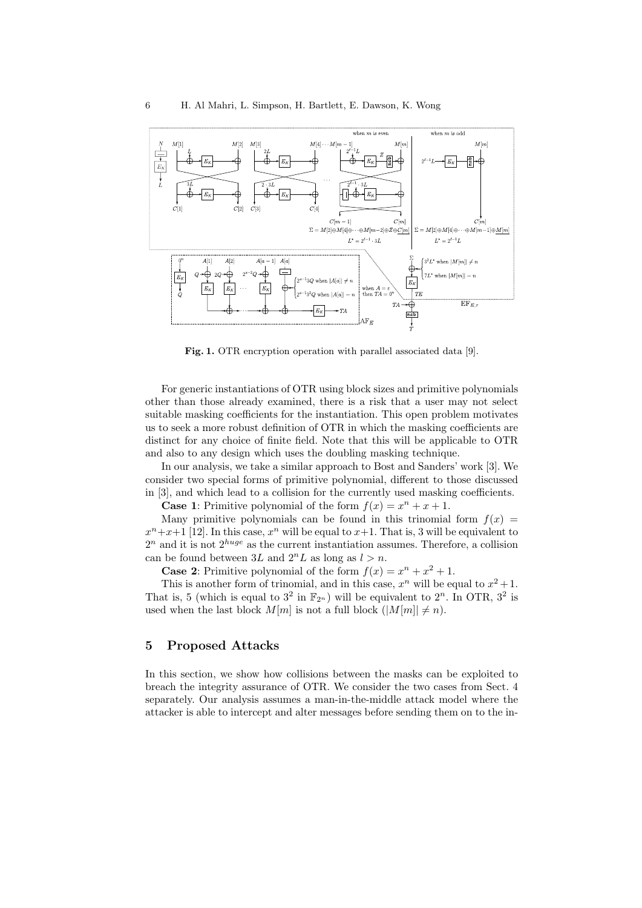Fig. 1. OTR encryption operation with parallel associated data [9].

For generic instantiations of OTR using block sizes and primitive polynomials other than those already examined, there is a risk that a user may not select suitable masking coefficients for the instantiation. This open problem motivates us to seek a more robust definition of OTR in which the masking coefficients are distinct for any choice of finite field. Note that this will be applicable to OTR and also to any design which uses the doubling masking technique.

In our analysis, we take a similar approach to Bost and Sanders' work [3]. We consider two special forms of primitive polynomial, different to those discussed in [3], and which lead to a collision for the currently used masking coefficients.

**Case 1**: Primitive polynomial of the form $f(x) = x^n + x + 1$.

Many primitive polynomials can be found in this trinomial form $f(x) = x^n + x + 1$ [12]. In this case, $x^n$ will be equal to $x+1$. That is, 3 will be equivalent to $2^n$ and it is not $2^{huge}$ as the current instantiation assumes. Therefore, a collision can be found between $3L$ and $2^n L$ as long as $l > n$.

**Case 2**: Primitive polynomial of the form $f(x) = x^n + x^2 + 1$.

This is another form of trinomial, and in this case, $x^n$ will be equal to $x^2 + 1$. That is, 5 (which is equal to $3^2$ in $\mathbb{F}_{2^n}$) will be equivalent to $2^n$. In OTR, $3^2$ is used when the last block $M[m]$ is not a full block ($|M[m]| \neq n$).

## 5 Proposed Attacks

In this section, we show how collisions between the masks can be exploited to breach the integrity assurance of OTR. We consider the two cases from Sect. 4 separately. Our analysis assumes a man-in-the-middle attack model where the attacker is able to intercept and alter messages before sending them on to the in-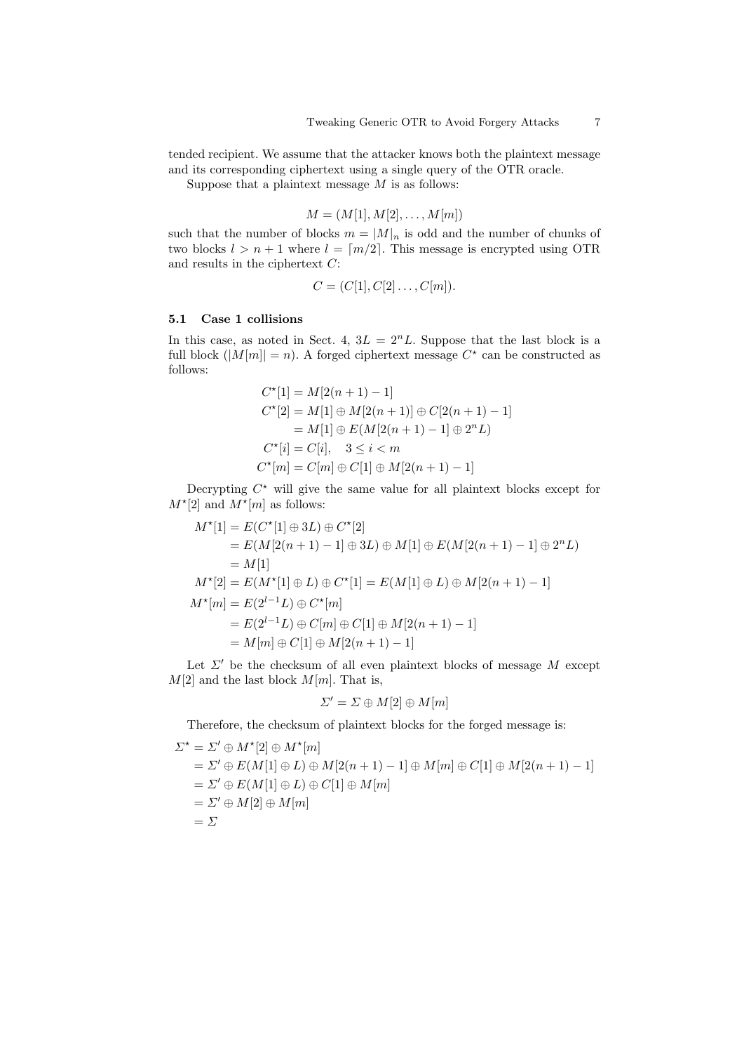tended recipient. We assume that the attacker knows both the plaintext message and its corresponding ciphertext using a single query of the OTR oracle.

Suppose that a plaintext message $M$ is as follows:

$$M = (M[1], M[2], \dots, M[m])$$

such that the number of blocks $m = |M|_n$ is odd and the number of chunks of two blocks $l > n+1$ where $l = \lceil m/2 \rceil$. This message is encrypted using OTR and results in the ciphertext $C$:

$$C = (C[1], C[2] \dots, C[m]).$$

### 5.1 Case 1 collisions

In this case, as noted in Sect. 4, $3L = 2^n L$. Suppose that the last block is a full block ($|M[m]| = n$). A forged ciphertext message $C^\star$ can be constructed as follows:

$$\begin{aligned}
C^\star[1] &= M[2(n+1)-1] \\
C^\star[2] &= M[1] \oplus M[2(n+1)] \oplus C[2(n+1)-1] \\
&= M[1] \oplus E(M[2(n+1)-1] \oplus 2^n L) \\
C^\star[i] &= C[i], \quad 3 \leq i < m \\
C^\star[m] &= C[m] \oplus C[1] \oplus M[2(n+1)-1]
\end{aligned}$$

Decrypting $C^\star$ will give the same value for all plaintext blocks except for $M^\star[2]$ and $M^\star[m]$ as follows:

$$\begin{aligned}
M^\star[1] &= E(C^\star[1] \oplus 3L) \oplus C^\star[2] \\
&= E(M[2(n+1)-1] \oplus 3L) \oplus M[1] \oplus E(M[2(n+1)-1] \oplus 2^n L) \\
&= M[1] \\
M^\star[2] &= E(M^\star[1] \oplus L) \oplus C^\star[1] = E(M[1] \oplus L) \oplus M[2(n+1)-1] \\
M^\star[m] &= E(2^{l-1} L) \oplus C^\star[m] \\
&= E(2^{l-1} L) \oplus C[m] \oplus C[1] \oplus M[2(n+1)-1] \\
&= M[m] \oplus C[1] \oplus M[2(n+1)-1]
\end{aligned}$$

Let $\Sigma'$ be the checksum of all even plaintext blocks of message $M$ except $M[2]$ and the last block $M[m]$. That is,

$$\Sigma' = \Sigma \oplus M[2] \oplus M[m]$$

Therefore, the checksum of plaintext blocks for the forged message is:

$$\begin{aligned}
\Sigma^\star &= \Sigma' \oplus M^\star[2] \oplus M^\star[m] \\
&= \Sigma' \oplus E(M[1] \oplus L) \oplus M[2(n+1)-1] \oplus M[m] \oplus C[1] \oplus M[2(n+1)-1] \\
&= \Sigma' \oplus E(M[1] \oplus L) \oplus C[1] \oplus M[m] \\
&= \Sigma' \oplus M[2] \oplus M[m] \\
&= \Sigma
\end{aligned}$$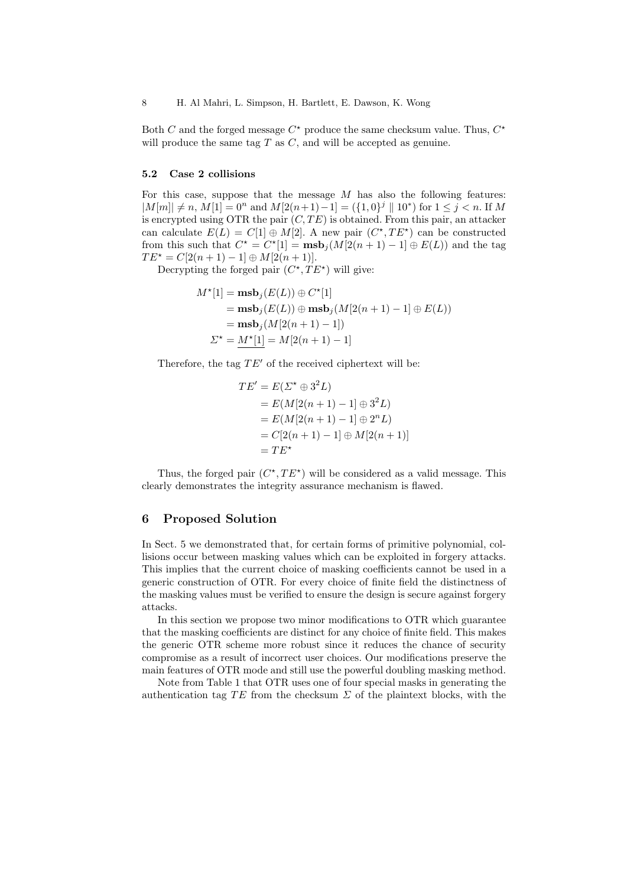Both $C$ and the forged message $C^\star$ produce the same checksum value. Thus, $C^\star$ will produce the same tag $T$ as $C$, and will be accepted as genuine.

### 5.2 Case 2 collisions

For this case, suppose that the message $M$ has also the following features: $|M[m]| \neq n$, $M[1] = 0^n$ and $M[2(n+1)-1] = (\{1,0\}^j \parallel 10^*)$ for $1 \leq j < n$. If $M$ is encrypted using OTR the pair $(C, TE)$ is obtained. From this pair, an attacker can calculate $E(L) = C[1] \oplus M[2]$. A new pair $(C^\star, TE^\star)$ can be constructed from this such that $C^\star = C^\star[1] = \mathbf{msb}_j(M[2(n+1)-1] \oplus E(L))$ and the tag $TE^\star = C[2(n+1)-1] \oplus M[2(n+1)]$.

Decrypting the forged pair $(C^\star, TE^\star)$ will give:

$$
\begin{aligned}
M^\star[1] &= \mathbf{msb}_j(E(L)) \oplus C^\star[1] \\
&= \mathbf{msb}_j(E(L)) \oplus \mathbf{msb}_j(M[2(n+1)-1] \oplus E(L)) \\
&= \mathbf{msb}_j(M[2(n+1)-1]) \\
\Sigma^\star &= \underline{M^\star[1]} = M[2(n+1)-1]
\end{aligned}
$$

Therefore, the tag $TE'$ of the received ciphertext will be:

$$
\begin{aligned}
TE' &= E(\Sigma^\star \oplus 3^2 L) \\
&= E(M[2(n+1)-1] \oplus 3^2 L) \\
&= E(M[2(n+1)-1] \oplus 2^n L) \\
&= C[2(n+1)-1] \oplus M[2(n+1)] \\
&= TE^\star
\end{aligned}
$$

Thus, the forged pair $(C^\star, TE^\star)$ will be considered as a valid message. This clearly demonstrates the integrity assurance mechanism is flawed.

## 6 Proposed Solution

In Sect. 5 we demonstrated that, for certain forms of primitive polynomial, collisions occur between masking values which can be exploited in forgery attacks. This implies that the current choice of masking coefficients cannot be used in a generic construction of OTR. For every choice of finite field the distinctness of the masking values must be verified to ensure the design is secure against forgery attacks.

In this section we propose two minor modifications to OTR which guarantee that the masking coefficients are distinct for any choice of finite field. This makes the generic OTR scheme more robust since it reduces the chance of security compromise as a result of incorrect user choices. Our modifications preserve the main features of OTR mode and still use the powerful doubling masking method.

Note from Table 1 that OTR uses one of four special masks in generating the authentication tag $TE$ from the checksum $\Sigma$ of the plaintext blocks, with the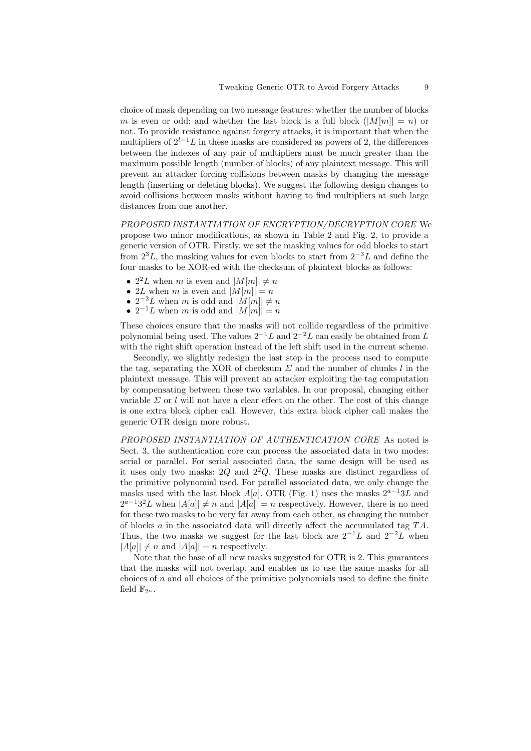choice of mask depending on two message features: whether the number of blocks $m$ is even or odd; and whether the last block is a full block ($|M[m]| = n$) or not. To provide resistance against forgery attacks, it is important that when the multipliers of $2^{l-1}L$ in these masks are considered as powers of 2, the differences between the indexes of any pair of multipliers must be much greater than the maximum possible length (number of blocks) of any plaintext message. This will prevent an attacker forcing collisions between masks by changing the message length (inserting or deleting blocks). We suggest the following design changes to avoid collisions between masks without having to find multipliers at such large distances from one another.

*PROPOSED INSTANTIATION OF ENCRYPTION/DECRYPTION CORE* We propose two minor modifications, as shown in Table 2 and Fig. 2, to provide a generic version of OTR. Firstly, we set the masking values for odd blocks to start from $2^3L$, the masking values for even blocks to start from $2^{-3}L$ and define the four masks to be XOR-ed with the checksum of plaintext blocks as follows:

- $2^2L$ when $m$ is even and $|M[m]| \neq n$
- $2L$ when $m$ is even and $|M[m]| = n$
- $2^{-2}L$ when $m$ is odd and $|M[m]| \neq n$
- $2^{-1}L$ when $m$ is odd and $|M[m]| = n$

These choices ensure that the masks will not collide regardless of the primitive polynomial being used. The values $2^{-1}L$ and $2^{-2}L$ can easily be obtained from $L$ with the right shift operation instead of the left shift used in the current scheme.

Secondly, we slightly redesign the last step in the process used to compute the tag, separating the XOR of checksum $\Sigma$ and the number of chunks $l$ in the plaintext message. This will prevent an attacker exploiting the tag computation by compensating between these two variables. In our proposal, changing either variable $\Sigma$ or $l$ will not have a clear effect on the other. The cost of this change is one extra block cipher call. However, this extra block cipher call makes the generic OTR design more robust.

*PROPOSED INSTANTIATION OF AUTHENTICATION CORE* As noted is Sect. 3, the authentication core can process the associated data in two modes: serial or parallel. For serial associated data, the same design will be used as it uses only two masks: $2Q$ and $2^2Q$. These masks are distinct regardless of the primitive polynomial used. For parallel associated data, we only change the masks used with the last block $A[a]$. OTR (Fig. 1) uses the masks $2^{a-1}3L$ and $2^{a-1}3^2L$ when $|A[a]| \neq n$ and $|A[a]| = n$ respectively. However, there is no need for these two masks to be very far away from each other, as changing the number of blocks $a$ in the associated data will directly affect the accumulated tag $TA$. Thus, the two masks we suggest for the last block are $2^{-1}L$ and $2^{-2}L$ when $|A[a]| \neq n$ and $|A[a]| = n$ respectively.

Note that the base of all new masks suggested for OTR is 2. This guarantees that the masks will not overlap, and enables us to use the same masks for all choices of $n$ and all choices of the primitive polynomials used to define the finite field $\mathbb{F}_{2^n}$.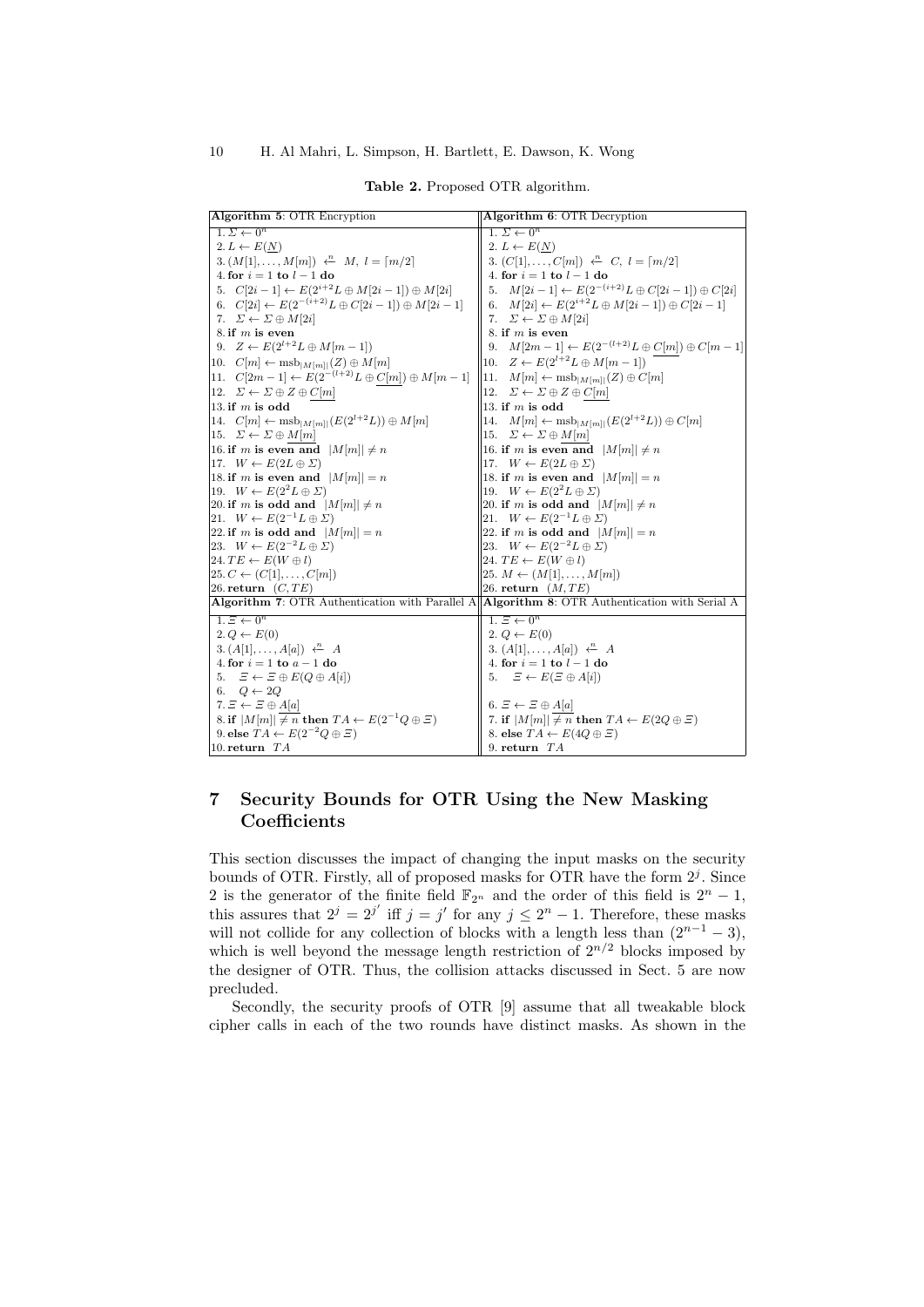**Table 2.** Proposed OTR algorithm.

| **Algorithm 5**: OTR Encryption | **Algorithm 6**: OTR Decryption |
| --- | --- |
| 1. $\Sigma \leftarrow 0^n$ | 1. $\Sigma \leftarrow 0^n$ |
| 2. $L \leftarrow E(\underline{N})$ | 2. $L \leftarrow E(\underline{N})$ |
| 3. $(M[1], \ldots, M[m]) \xleftarrow{n} M,\ l = \lceil m/2 \rceil$ | 3. $(C[1], \ldots, C[m]) \xleftarrow{n} C,\ l = \lceil m/2 \rceil$ |
| 4. **for** $i = 1$ **to** $l - 1$ **do** | 4. **for** $i = 1$ **to** $l - 1$ **do** |
| 5. $C[2i-1] \leftarrow E(2^{i+2}L \oplus M[2i-1]) \oplus M[2i]$ | 5. $M[2i-1] \leftarrow E(2^{-(i+2)}L \oplus C[2i-1]) \oplus C[2i]$ |
| 6. $C[2i] \leftarrow E(2^{-(i+2)}L \oplus C[2i-1]) \oplus M[2i-1]$ | 6. $M[2i] \leftarrow E(2^{i+2}L \oplus M[2i-1]) \oplus C[2i-1]$ |
| 7. $\Sigma \leftarrow \Sigma \oplus M[2i]$ | 7. $\Sigma \leftarrow \Sigma \oplus M[2i]$ |
| 8. **if** $m$ **is even** | 8. **if** $m$ **is even** |
| 9. $Z \leftarrow E(2^{l+2}L \oplus M[m-1])$ | 9. $M[2m-1] \leftarrow E(2^{-(l+2)}L \oplus \underline{C[m]}) \oplus C[m-1]$ |
| 10. $C[m] \leftarrow \mathrm{msb}_{\lvert M[m] \rvert}(Z) \oplus M[m]$ | 10. $Z \leftarrow E(2^{l+2}L \oplus M[m-1])$ |
| 11. $C[2m-1] \leftarrow E(2^{-(l+2)}L \oplus \underline{C[m]}) \oplus M[m-1]$ | 11. $M[m] \leftarrow \mathrm{msb}_{\lvert M[m] \rvert}(Z) \oplus C[m]$ |
| 12. $\Sigma \leftarrow \Sigma \oplus Z \oplus \underline{C[m]}$ | 12. $\Sigma \leftarrow \Sigma \oplus Z \oplus \underline{C[m]}$ |
| 13. **if** $m$ **is odd** | 13. **if** $m$ **is odd** |
| 14. $C[m] \leftarrow \mathrm{msb}_{\lvert M[m] \rvert}(E(2^{l+2}L)) \oplus M[m]$ | 14. $M[m] \leftarrow \mathrm{msb}_{\lvert M[m] \rvert}(E(2^{l+2}L)) \oplus C[m]$ |
| 15. $\Sigma \leftarrow \Sigma \oplus \underline{M[m]}$ | 15. $\Sigma \leftarrow \Sigma \oplus \underline{M[m]}$ |
| 16. **if** $m$ **is even and** $\lvert M[m] \rvert \neq n$ | 16. **if** $m$ **is even and** $\lvert M[m] \rvert \neq n$ |
| 17. $W \leftarrow E(2L \oplus \Sigma)$ | 17. $W \leftarrow E(2L \oplus \Sigma)$ |
| 18. **if** $m$ **is even and** $\lvert M[m] \rvert = n$ | 18. **if** $m$ **is even and** $\lvert M[m] \rvert = n$ |
| 19. $W \leftarrow E(2^2 L \oplus \Sigma)$ | 19. $W \leftarrow E(2^2 L \oplus \Sigma)$ |
| 20. **if** $m$ **is odd and** $\lvert M[m] \rvert \neq n$ | 20. **if** $m$ **is odd and** $\lvert M[m] \rvert \neq n$ |
| 21. $W \leftarrow E(2^{-1}L \oplus \Sigma)$ | 21. $W \leftarrow E(2^{-1}L \oplus \Sigma)$ |
| 22. **if** $m$ **is odd and** $\lvert M[m] \rvert = n$ | 22. **if** $m$ **is odd and** $\lvert M[m] \rvert = n$ |
| 23. $W \leftarrow E(2^{-2}L \oplus \Sigma)$ | 23. $W \leftarrow E(2^{-2}L \oplus \Sigma)$ |
| 24. $TE \leftarrow E(W \oplus l)$ | 24. $TE \leftarrow E(W \oplus l)$ |
| 25. $C \leftarrow (C[1], \ldots, C[m])$ | 25. $M \leftarrow (M[1], \ldots, M[m])$ |
| 26. **return** $(C, TE)$ | 26. **return** $(M, TE)$ |
| **Algorithm 7**: OTR Authentication with Parallel A | **Algorithm 8**: OTR Authentication with Serial A |
| 1. $\Xi \leftarrow 0^n$ | 1. $\Xi \leftarrow 0^n$ |
| 2. $Q \leftarrow E(0)$ | 2. $Q \leftarrow E(0)$ |
| 3. $(A[1], \ldots, A[a]) \xleftarrow{n} A$ | 3. $(A[1], \ldots, A[a]) \xleftarrow{n} A$ |
| 4. **for** $i = 1$ **to** $a - 1$ **do** | 4. **for** $i = 1$ **to** $l - 1$ **do** |
| 5. $\Xi \leftarrow \Xi \oplus E(Q \oplus A[i])$ | 5. $\Xi \leftarrow E(\Xi \oplus A[i])$ |
| 6. $Q \leftarrow 2Q$ | |
| 7. $\Xi \leftarrow \Xi \oplus \underline{A[a]}$ | 6. $\Xi \leftarrow \Xi \oplus \underline{A[a]}$ |
| 8. **if** $\lvert M[m] \rvert \neq n$ **then** $TA \leftarrow E(2^{-1}Q \oplus \Xi)$ | 7. **if** $\lvert M[m] \rvert \neq n$ **then** $TA \leftarrow E(2Q \oplus \Xi)$ |
| 9. **else** $TA \leftarrow E(2^{-2}Q \oplus \Xi)$ | 8. **else** $TA \leftarrow E(4Q \oplus \Xi)$ |
| 10. **return** $TA$ | 9. **return** $TA$ |

## 7 Security Bounds for OTR Using the New Masking Coefficients

This section discusses the impact of changing the input masks on the security bounds of OTR. Firstly, all of proposed masks for OTR have the form $2^j$. Since 2 is the generator of the finite field $\mathbb{F}_{2^n}$ and the order of this field is $2^n - 1$, this assures that $2^j = 2^{j'}$ iff $j = j'$ for any $j \leq 2^n - 1$. Therefore, these masks will not collide for any collection of blocks with a length less than $(2^{n-1} - 3)$, which is well beyond the message length restriction of $2^{n/2}$ blocks imposed by the designer of OTR. Thus, the collision attacks discussed in Sect. 5 are now precluded.

Secondly, the security proofs of OTR [9] assume that all tweakable block cipher calls in each of the two rounds have distinct masks. As shown in the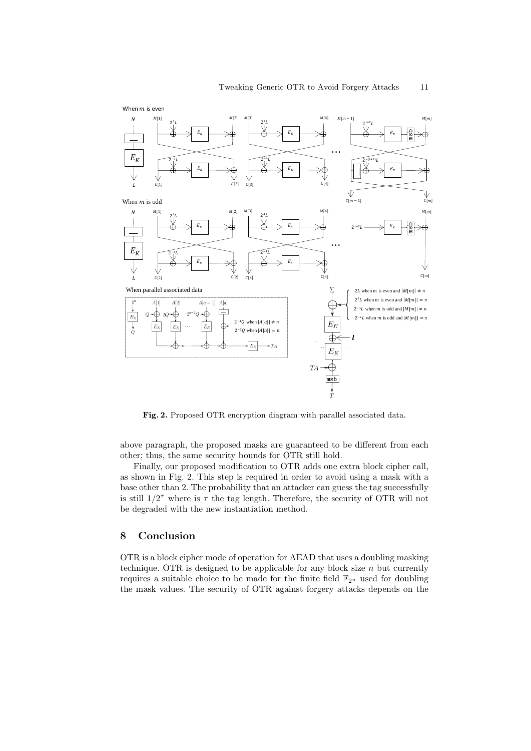**Fig. 2.** Proposed OTR encryption diagram with parallel associated data.

above paragraph, the proposed masks are guaranteed to be different from each other; thus, the same security bounds for OTR still hold.

Finally, our proposed modification to OTR adds one extra block cipher call, as shown in Fig. 2. This step is required in order to avoid using a mask with a base other than 2. The probability that an attacker can guess the tag successfully is still $1/2^{\tau}$ where is $\tau$ the tag length. Therefore, the security of OTR will not be degraded with the new instantiation method.

## 8 Conclusion

OTR is a block cipher mode of operation for AEAD that uses a doubling masking technique. OTR is designed to be applicable for any block size $n$ but currently requires a suitable choice to be made for the finite field $\mathbb{F}_{2^n}$ used for doubling the mask values. The security of OTR against forgery attacks depends on the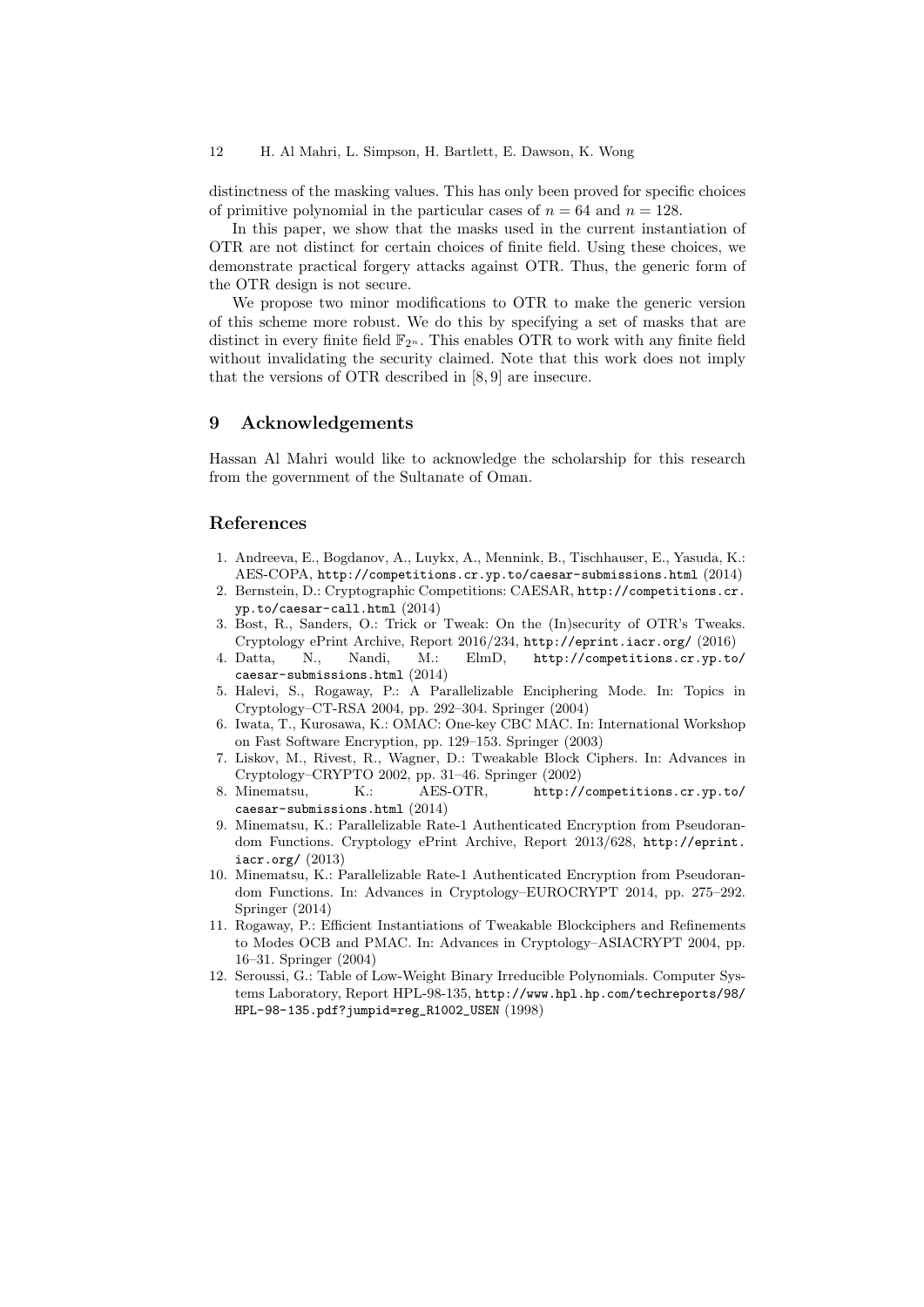distinctness of the masking values. This has only been proved for specific choices of primitive polynomial in the particular cases of $n = 64$ and $n = 128$.

In this paper, we show that the masks used in the current instantiation of OTR are not distinct for certain choices of finite field. Using these choices, we demonstrate practical forgery attacks against OTR. Thus, the generic form of the OTR design is not secure.

We propose two minor modifications to OTR to make the generic version of this scheme more robust. We do this by specifying a set of masks that are distinct in every finite field $\mathbb{F}_{2^n}$. This enables OTR to work with any finite field without invalidating the security claimed. Note that this work does not imply that the versions of OTR described in [8, 9] are insecure.

## 9 Acknowledgements

Hassan Al Mahri would like to acknowledge the scholarship for this research from the government of the Sultanate of Oman.

## References

1. Andreeva, E., Bogdanov, A., Luykx, A., Mennink, B., Tischhauser, E., Yasuda, K.: AES-COPA, `http://competitions.cr.yp.to/caesar-submissions.html` (2014)
2. Bernstein, D.: Cryptographic Competitions: CAESAR, `http://competitions.cr.yp.to/caesar-call.html` (2014)
3. Bost, R., Sanders, O.: Trick or Tweak: On the (In)security of OTR's Tweaks. Cryptology ePrint Archive, Report 2016/234, `http://eprint.iacr.org/` (2016)
4. Datta, N., Nandi, M.: ElmD, `http://competitions.cr.yp.to/caesar-submissions.html` (2014)
5. Halevi, S., Rogaway, P.: A Parallelizable Enciphering Mode. In: Topics in Cryptology–CT-RSA 2004, pp. 292–304. Springer (2004)
6. Iwata, T., Kurosawa, K.: OMAC: One-key CBC MAC. In: International Workshop on Fast Software Encryption, pp. 129–153. Springer (2003)
7. Liskov, M., Rivest, R., Wagner, D.: Tweakable Block Ciphers. In: Advances in Cryptology–CRYPTO 2002, pp. 31–46. Springer (2002)
8. Minematsu, K.: AES-OTR, `http://competitions.cr.yp.to/caesar-submissions.html` (2014)
9. Minematsu, K.: Parallelizable Rate-1 Authenticated Encryption from Pseudorandom Functions. Cryptology ePrint Archive, Report 2013/628, `http://eprint.iacr.org/` (2013)
10. Minematsu, K.: Parallelizable Rate-1 Authenticated Encryption from Pseudorandom Functions. In: Advances in Cryptology–EUROCRYPT 2014, pp. 275–292. Springer (2014)
11. Rogaway, P.: Efficient Instantiations of Tweakable Blockciphers and Refinements to Modes OCB and PMAC. In: Advances in Cryptology–ASIACRYPT 2004, pp. 16–31. Springer (2004)
12. Seroussi, G.: Table of Low-Weight Binary Irreducible Polynomials. Computer Systems Laboratory, Report HPL-98-135, `http://www.hpl.hp.com/techreports/98/HPL-98-135.pdf?jumpid=reg_R1002_USEN` (1998)